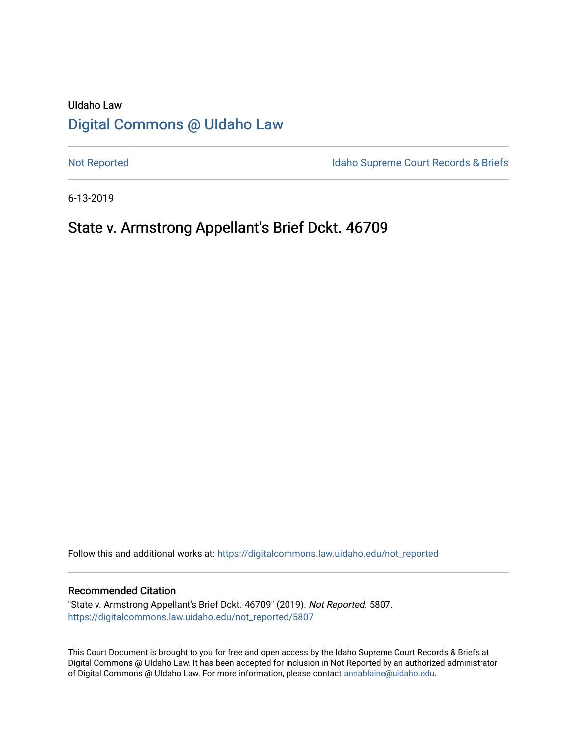UIdaho Law

# Digital Commons @ UIdaho Law

Not Reported

Idaho Supreme Court Records & Briefs

6-13-2019

## State v. Armstrong Appellant's Brief Dckt. 46709

Follow this and additional works at: https://digitalcommons.law.uidaho.edu/not_reported

### Recommended Citation

"State v. Armstrong Appellant's Brief Dckt. 46709" (2019). *Not Reported*. 5807.
https://digitalcommons.law.uidaho.edu/not_reported/5807

This Court Document is brought to you for free and open access by the Idaho Supreme Court Records & Briefs at Digital Commons @ UIdaho Law. It has been accepted for inclusion in Not Reported by an authorized administrator of Digital Commons @ UIdaho Law. For more information, please contact annablaine@uidaho.edu.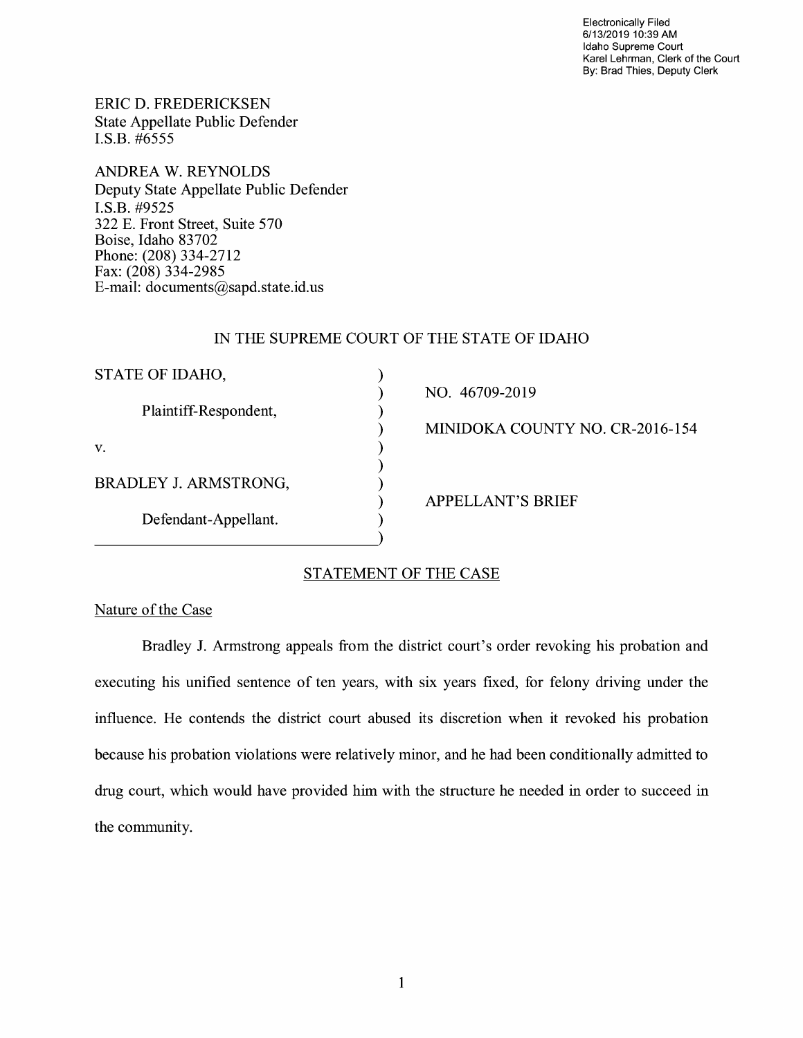Electronically Filed
6/13/2019 10:39 AM
Idaho Supreme Court
Karel Lehrman, Clerk of the Court
By: Brad Thies, Deputy Clerk

ERIC D. FREDERICKSEN
State Appellate Public Defender
I.S.B. #6555

ANDREA W. REYNOLDS
Deputy State Appellate Public Defender
I.S.B. #9525
322 E. Front Street, Suite 570
Boise, Idaho 83702
Phone: (208) 334-2712
Fax: (208) 334-2985
E-mail: documents@sapd.state.id.us

IN THE SUPREME COURT OF THE STATE OF IDAHO

| | |
|---|---|
| STATE OF IDAHO, | ) |
| | ) NO. 46709-2019 |
| Plaintiff-Respondent, | ) |
| | ) MINIDOKA COUNTY NO. CR-2016-154 |
| v. | ) |
| | ) |
| BRADLEY J. ARMSTRONG, | ) |
| | ) APPELLANT'S BRIEF |
| Defendant-Appellant. | ) |
| | ) |

## STATEMENT OF THE CASE

### Nature of the Case

Bradley J. Armstrong appeals from the district court's order revoking his probation and executing his unified sentence of ten years, with six years fixed, for felony driving under the influence. He contends the district court abused its discretion when it revoked his probation because his probation violations were relatively minor, and he had been conditionally admitted to drug court, which would have provided him with the structure he needed in order to succeed in the community.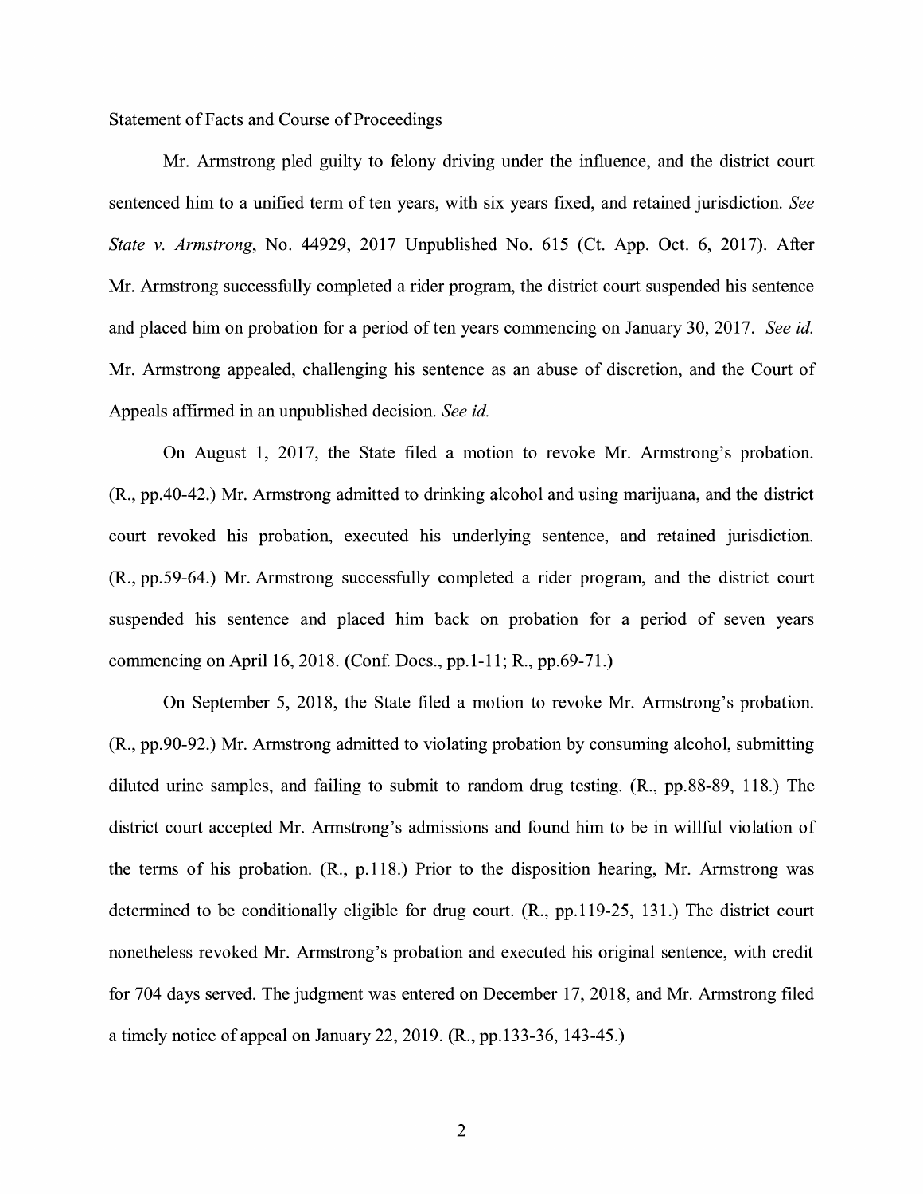Statement of Facts and Course of Proceedings

Mr. Armstrong pled guilty to felony driving under the influence, and the district court sentenced him to a unified term of ten years, with six years fixed, and retained jurisdiction. *See State v. Armstrong*, No. 44929, 2017 Unpublished No. 615 (Ct. App. Oct. 6, 2017). After Mr. Armstrong successfully completed a rider program, the district court suspended his sentence and placed him on probation for a period of ten years commencing on January 30, 2017. *See id.* Mr. Armstrong appealed, challenging his sentence as an abuse of discretion, and the Court of Appeals affirmed in an unpublished decision. *See id.*

On August 1, 2017, the State filed a motion to revoke Mr. Armstrong's probation. (R., pp.40-42.) Mr. Armstrong admitted to drinking alcohol and using marijuana, and the district court revoked his probation, executed his underlying sentence, and retained jurisdiction. (R., pp.59-64.) Mr. Armstrong successfully completed a rider program, and the district court suspended his sentence and placed him back on probation for a period of seven years commencing on April 16, 2018. (Conf. Docs., pp.1-11; R., pp.69-71.)

On September 5, 2018, the State filed a motion to revoke Mr. Armstrong's probation. (R., pp.90-92.) Mr. Armstrong admitted to violating probation by consuming alcohol, submitting diluted urine samples, and failing to submit to random drug testing. (R., pp.88-89, 118.) The district court accepted Mr. Armstrong's admissions and found him to be in willful violation of the terms of his probation. (R., p.118.) Prior to the disposition hearing, Mr. Armstrong was determined to be conditionally eligible for drug court. (R., pp.119-25, 131.) The district court nonetheless revoked Mr. Armstrong's probation and executed his original sentence, with credit for 704 days served. The judgment was entered on December 17, 2018, and Mr. Armstrong filed a timely notice of appeal on January 22, 2019. (R., pp.133-36, 143-45.)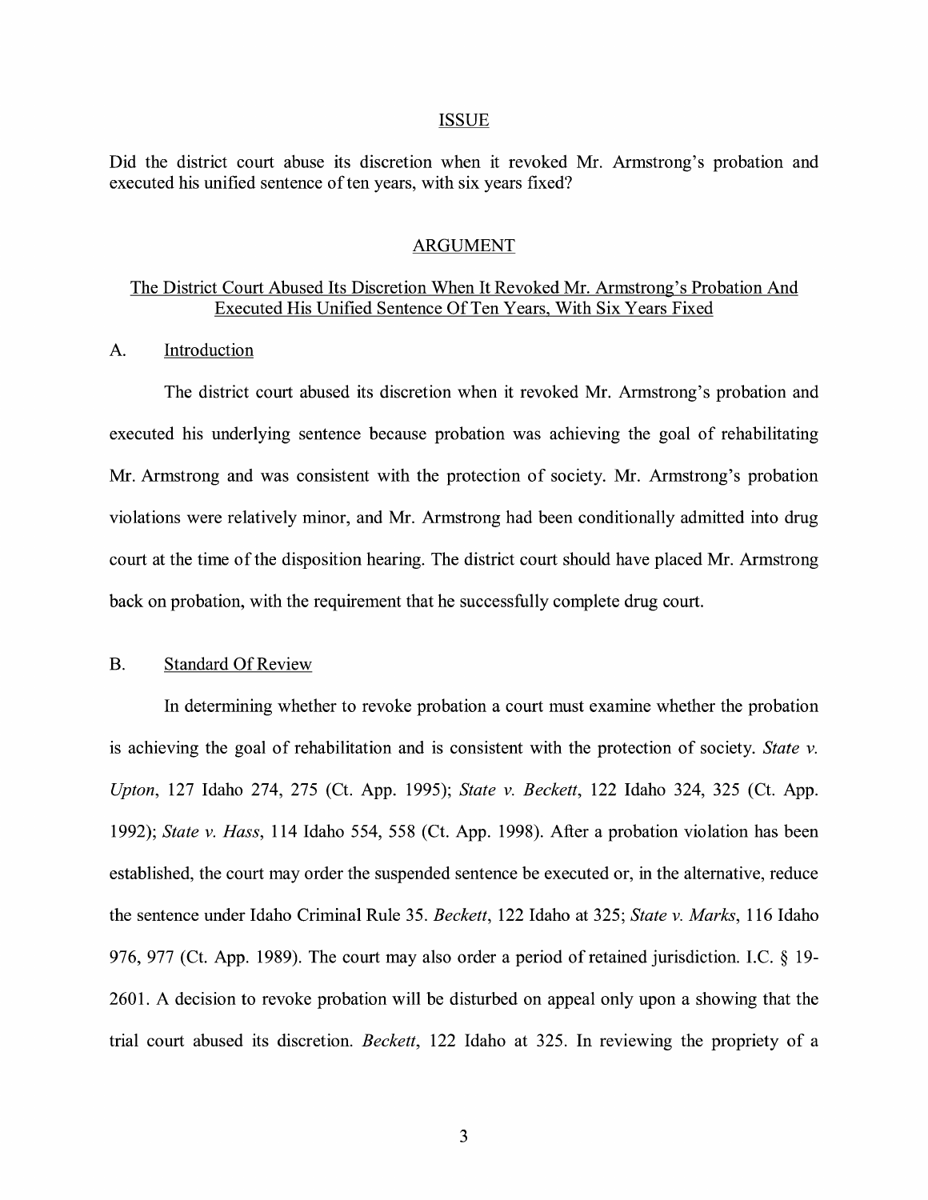## ISSUE

Did the district court abuse its discretion when it revoked Mr. Armstrong's probation and executed his unified sentence of ten years, with six years fixed?

## ARGUMENT

### The District Court Abused Its Discretion When It Revoked Mr. Armstrong's Probation And Executed His Unified Sentence Of Ten Years, With Six Years Fixed

#### A. Introduction

The district court abused its discretion when it revoked Mr. Armstrong's probation and executed his underlying sentence because probation was achieving the goal of rehabilitating Mr. Armstrong and was consistent with the protection of society. Mr. Armstrong's probation violations were relatively minor, and Mr. Armstrong had been conditionally admitted into drug court at the time of the disposition hearing. The district court should have placed Mr. Armstrong back on probation, with the requirement that he successfully complete drug court.

#### B. Standard Of Review

In determining whether to revoke probation a court must examine whether the probation is achieving the goal of rehabilitation and is consistent with the protection of society. *State v. Upton*, 127 Idaho 274, 275 (Ct. App. 1995); *State v. Beckett*, 122 Idaho 324, 325 (Ct. App. 1992); *State v. Hass*, 114 Idaho 554, 558 (Ct. App. 1998). After a probation violation has been established, the court may order the suspended sentence be executed or, in the alternative, reduce the sentence under Idaho Criminal Rule 35. *Beckett*, 122 Idaho at 325; *State v. Marks*, 116 Idaho 976, 977 (Ct. App. 1989). The court may also order a period of retained jurisdiction. I.C. § 19-2601. A decision to revoke probation will be disturbed on appeal only upon a showing that the trial court abused its discretion. *Beckett*, 122 Idaho at 325. In reviewing the propriety of a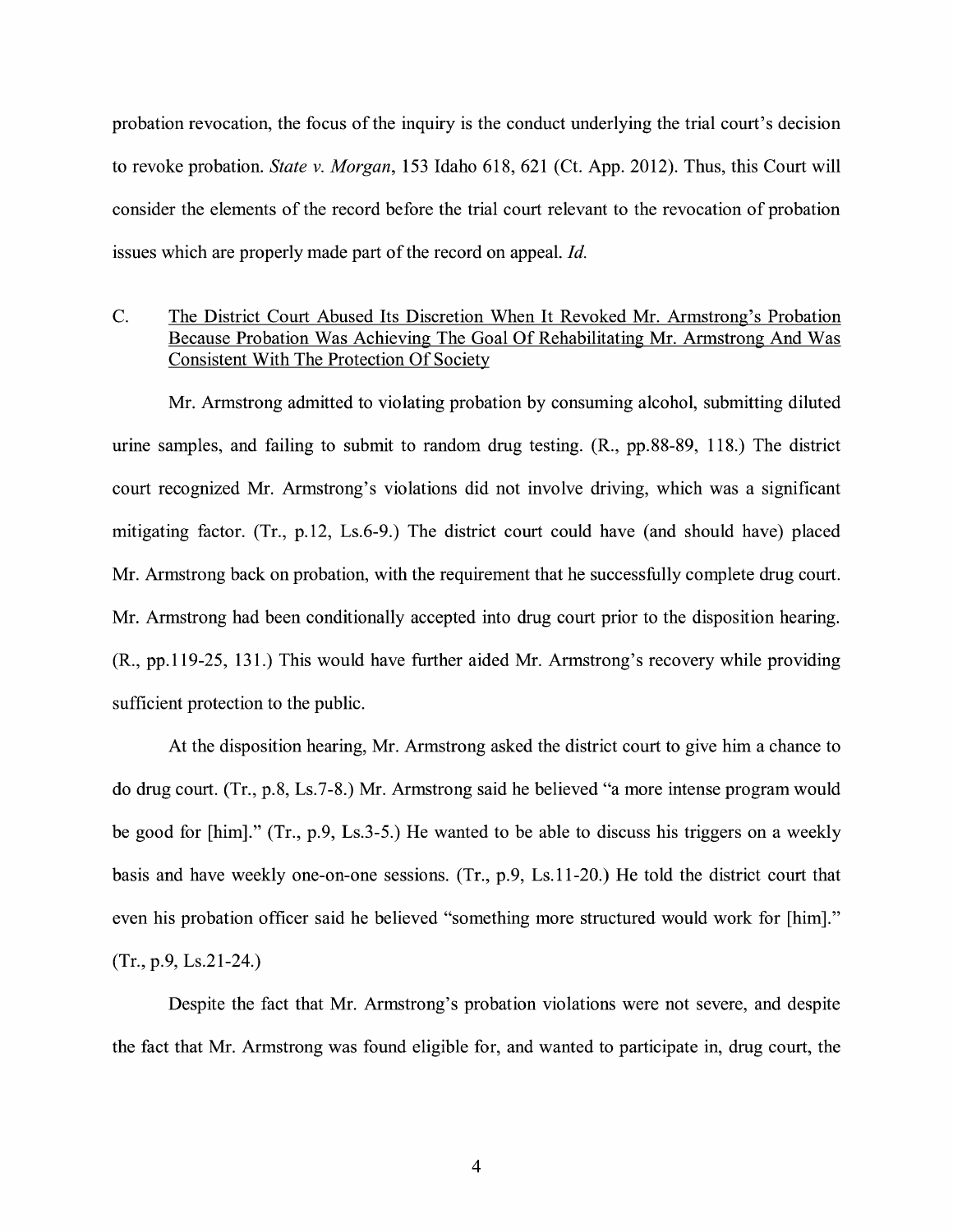probation revocation, the focus of the inquiry is the conduct underlying the trial court's decision to revoke probation. *State v. Morgan*, 153 Idaho 618, 621 (Ct. App. 2012). Thus, this Court will consider the elements of the record before the trial court relevant to the revocation of probation issues which are properly made part of the record on appeal. *Id.*

C. <u>The District Court Abused Its Discretion When It Revoked Mr. Armstrong's Probation Because Probation Was Achieving The Goal Of Rehabilitating Mr. Armstrong And Was Consistent With The Protection Of Society</u>

Mr. Armstrong admitted to violating probation by consuming alcohol, submitting diluted urine samples, and failing to submit to random drug testing. (R., pp.88-89, 118.) The district court recognized Mr. Armstrong's violations did not involve driving, which was a significant mitigating factor. (Tr., p.12, Ls.6-9.) The district court could have (and should have) placed Mr. Armstrong back on probation, with the requirement that he successfully complete drug court. Mr. Armstrong had been conditionally accepted into drug court prior to the disposition hearing. (R., pp.119-25, 131.) This would have further aided Mr. Armstrong's recovery while providing sufficient protection to the public.

At the disposition hearing, Mr. Armstrong asked the district court to give him a chance to do drug court. (Tr., p.8, Ls.7-8.) Mr. Armstrong said he believed "a more intense program would be good for [him]." (Tr., p.9, Ls.3-5.) He wanted to be able to discuss his triggers on a weekly basis and have weekly one-on-one sessions. (Tr., p.9, Ls.11-20.) He told the district court that even his probation officer said he believed "something more structured would work for [him]." (Tr., p.9, Ls.21-24.)

Despite the fact that Mr. Armstrong's probation violations were not severe, and despite the fact that Mr. Armstrong was found eligible for, and wanted to participate in, drug court, the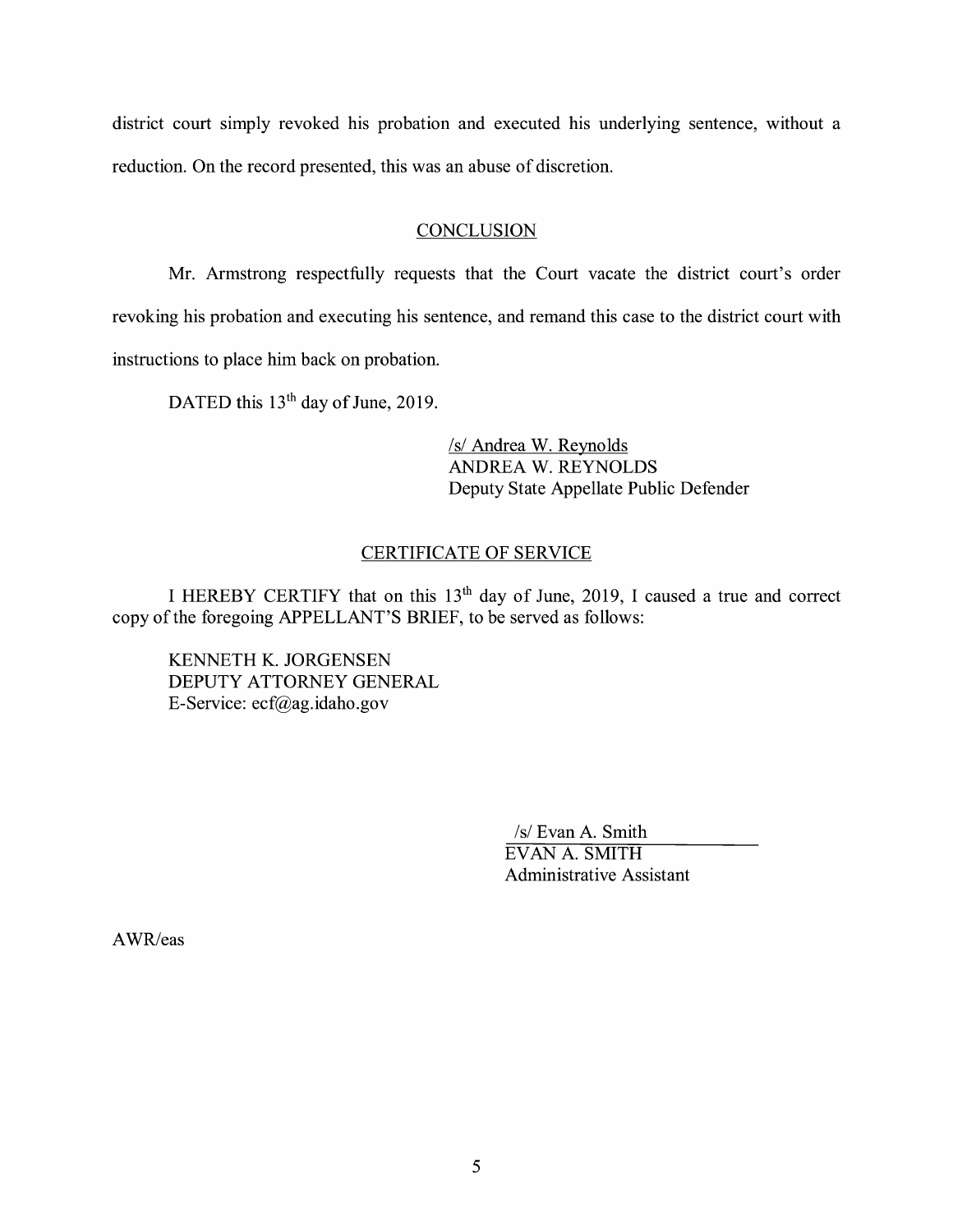district court simply revoked his probation and executed his underlying sentence, without a reduction. On the record presented, this was an abuse of discretion.

## CONCLUSION

Mr. Armstrong respectfully requests that the Court vacate the district court's order revoking his probation and executing his sentence, and remand this case to the district court with instructions to place him back on probation.

DATED this 13th day of June, 2019.

/s/ Andrea W. Reynolds
ANDREA W. REYNOLDS
Deputy State Appellate Public Defender

## CERTIFICATE OF SERVICE

I HEREBY CERTIFY that on this 13th day of June, 2019, I caused a true and correct copy of the foregoing APPELLANT'S BRIEF, to be served as follows:

KENNETH K. JORGENSEN
DEPUTY ATTORNEY GENERAL
E-Service: ecf@ag.idaho.gov

/s/ Evan A. Smith
EVAN A. SMITH
Administrative Assistant

AWR/eas